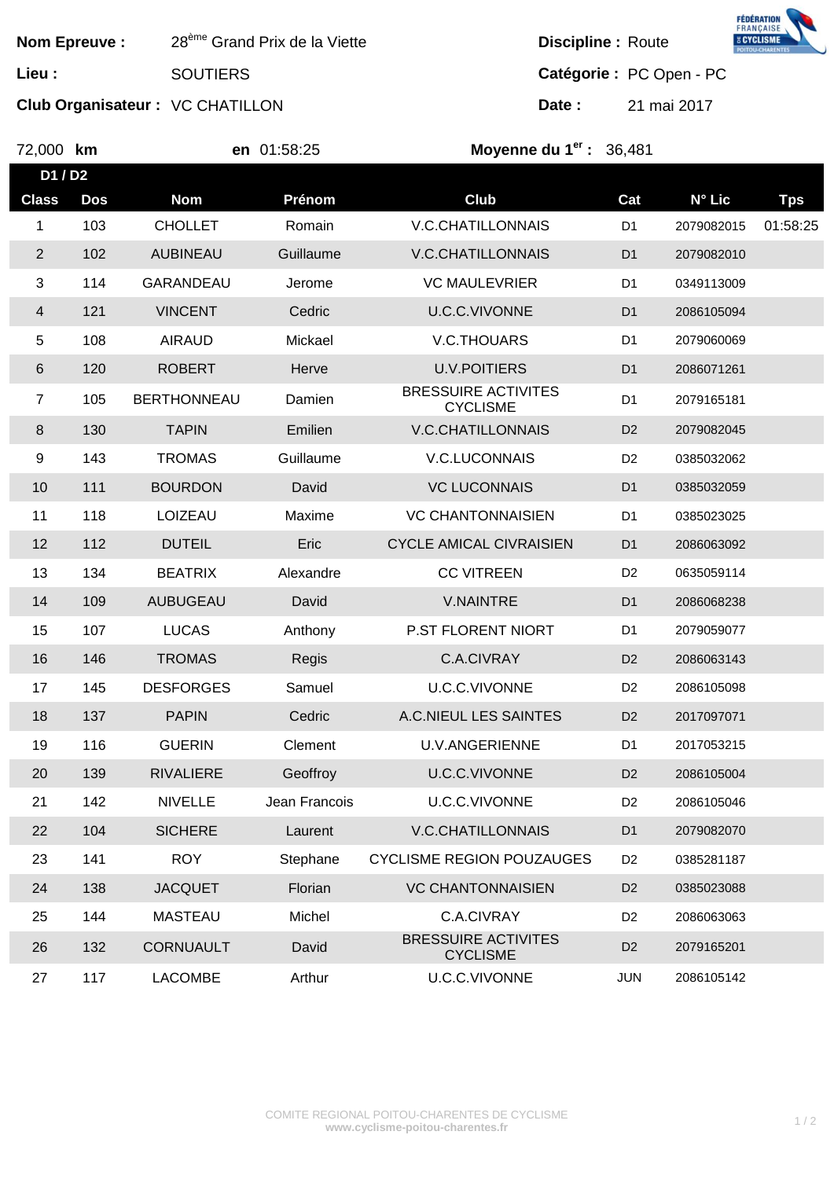**Nom Epreuve :** 28ème Grand Prix de la Viette

**Lieu :** SOUTIERS

**Club Organisateur :** VC CHATILLON

**Discipline :** Route

**Catégorie :** PC Open - PC

**Date :** 21 mai 2017

72,000 **km** **en** 01:58:25 **Moyenne du 1er :** 36,481

**D1 / D2**

| Class | Dos | Nom | Prénom | Club | Cat | N° Lic | Tps |
|---|---|---|---|---|---|---|---|
| 1 | 103 | CHOLLET | Romain | V.C.CHATILLONNAIS | D1 | 2079082015 | 01:58:25 |
| 2 | 102 | AUBINEAU | Guillaume | V.C.CHATILLONNAIS | D1 | 2079082010 | |
| 3 | 114 | GARANDEAU | Jerome | VC MAULEVRIER | D1 | 0349113009 | |
| 4 | 121 | VINCENT | Cedric | U.C.C.VIVONNE | D1 | 2086105094 | |
| 5 | 108 | AIRAUD | Mickael | V.C.THOUARS | D1 | 2079060069 | |
| 6 | 120 | ROBERT | Herve | U.V.POITIERS | D1 | 2086071261 | |
| 7 | 105 | BERTHONNEAU | Damien | BRESSUIRE ACTIVITES CYCLISME | D1 | 2079165181 | |
| 8 | 130 | TAPIN | Emilien | V.C.CHATILLONNAIS | D2 | 2079082045 | |
| 9 | 143 | TROMAS | Guillaume | V.C.LUCONNAIS | D2 | 0385032062 | |
| 10 | 111 | BOURDON | David | VC LUCONNAIS | D1 | 0385032059 | |
| 11 | 118 | LOIZEAU | Maxime | VC CHANTONNAISIEN | D1 | 0385023025 | |
| 12 | 112 | DUTEIL | Eric | CYCLE AMICAL CIVRAISIEN | D1 | 2086063092 | |
| 13 | 134 | BEATRIX | Alexandre | CC VITREEN | D2 | 0635059114 | |
| 14 | 109 | AUBUGEAU | David | V.NAINTRE | D1 | 2086068238 | |
| 15 | 107 | LUCAS | Anthony | P.ST FLORENT NIORT | D1 | 2079059077 | |
| 16 | 146 | TROMAS | Regis | C.A.CIVRAY | D2 | 2086063143 | |
| 17 | 145 | DESFORGES | Samuel | U.C.C.VIVONNE | D2 | 2086105098 | |
| 18 | 137 | PAPIN | Cedric | A.C.NIEUL LES SAINTES | D2 | 2017097071 | |
| 19 | 116 | GUERIN | Clement | U.V.ANGERIENNE | D1 | 2017053215 | |
| 20 | 139 | RIVALIERE | Geoffroy | U.C.C.VIVONNE | D2 | 2086105004 | |
| 21 | 142 | NIVELLE | Jean Francois | U.C.C.VIVONNE | D2 | 2086105046 | |
| 22 | 104 | SICHERE | Laurent | V.C.CHATILLONNAIS | D1 | 2079082070 | |
| 23 | 141 | ROY | Stephane | CYCLISME REGION POUZAUGES | D2 | 0385281187 | |
| 24 | 138 | JACQUET | Florian | VC CHANTONNAISIEN | D2 | 0385023088 | |
| 25 | 144 | MASTEAU | Michel | C.A.CIVRAY | D2 | 2086063063 | |
| 26 | 132 | CORNUAULT | David | BRESSUIRE ACTIVITES CYCLISME | D2 | 2079165201 | |
| 27 | 117 | LACOMBE | Arthur | U.C.C.VIVONNE | JUN | 2086105142 | |

COMITE REGIONAL POITOU-CHARENTES DE CYCLISME
www.cyclisme-poitou-charentes.fr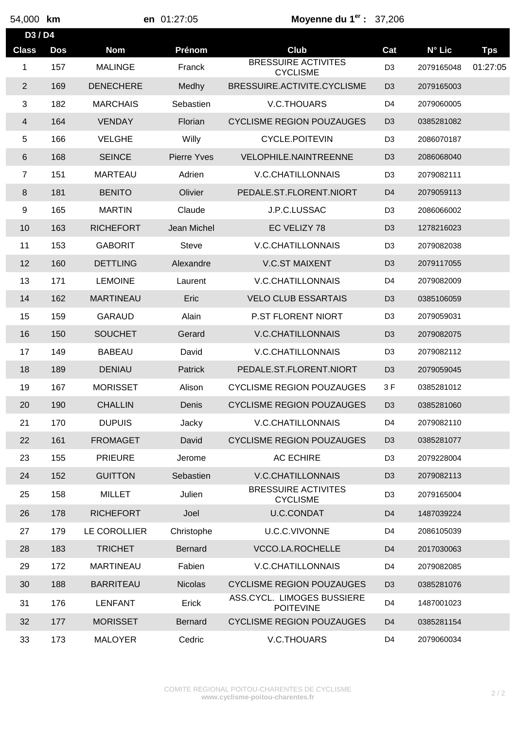54,000 **km** **en** 01:27:05 **Moyenne du 1$^{er}$ :** 37,206

**D3 / D4**

| Class | Dos | Nom | Prénom | Club | Cat | N° Lic | Tps |
|---|---|---|---|---|---|---|---|
| 1 | 157 | MALINGE | Franck | BRESSUIRE ACTIVITES CYCLISME | D3 | 2079165048 | 01:27:05 |
| 2 | 169 | DENECHERE | Medhy | BRESSUIRE.ACTIVITE.CYCLISME | D3 | 2079165003 | |
| 3 | 182 | MARCHAIS | Sebastien | V.C.THOUARS | D4 | 2079060005 | |
| 4 | 164 | VENDAY | Florian | CYCLISME REGION POUZAUGES | D3 | 0385281082 | |
| 5 | 166 | VELGHE | Willy | CYCLE.POITEVIN | D3 | 2086070187 | |
| 6 | 168 | SEINCE | Pierre Yves | VELOPHILE.NAINTREENNE | D3 | 2086068040 | |
| 7 | 151 | MARTEAU | Adrien | V.C.CHATILLONNAIS | D3 | 2079082111 | |
| 8 | 181 | BENITO | Olivier | PEDALE.ST.FLORENT.NIORT | D4 | 2079059113 | |
| 9 | 165 | MARTIN | Claude | J.P.C.LUSSAC | D3 | 2086066002 | |
| 10 | 163 | RICHEFORT | Jean Michel | EC VELIZY 78 | D3 | 1278216023 | |
| 11 | 153 | GABORIT | Steve | V.C.CHATILLONNAIS | D3 | 2079082038 | |
| 12 | 160 | DETTLING | Alexandre | V.C.ST MAIXENT | D3 | 2079117055 | |
| 13 | 171 | LEMOINE | Laurent | V.C.CHATILLONNAIS | D4 | 2079082009 | |
| 14 | 162 | MARTINEAU | Eric | VELO CLUB ESSARTAIS | D3 | 0385106059 | |
| 15 | 159 | GARAUD | Alain | P.ST FLORENT NIORT | D3 | 2079059031 | |
| 16 | 150 | SOUCHET | Gerard | V.C.CHATILLONNAIS | D3 | 2079082075 | |
| 17 | 149 | BABEAU | David | V.C.CHATILLONNAIS | D3 | 2079082112 | |
| 18 | 189 | DENIAU | Patrick | PEDALE.ST.FLORENT.NIORT | D3 | 2079059045 | |
| 19 | 167 | MORISSET | Alison | CYCLISME REGION POUZAUGES | 3 F | 0385281012 | |
| 20 | 190 | CHALLIN | Denis | CYCLISME REGION POUZAUGES | D3 | 0385281060 | |
| 21 | 170 | DUPUIS | Jacky | V.C.CHATILLONNAIS | D4 | 2079082110 | |
| 22 | 161 | FROMAGET | David | CYCLISME REGION POUZAUGES | D3 | 0385281077 | |
| 23 | 155 | PRIEURE | Jerome | AC ECHIRE | D3 | 2079228004 | |
| 24 | 152 | GUITTON | Sebastien | V.C.CHATILLONNAIS | D3 | 2079082113 | |
| 25 | 158 | MILLET | Julien | BRESSUIRE ACTIVITES CYCLISME | D3 | 2079165004 | |
| 26 | 178 | RICHEFORT | Joel | U.C.CONDAT | D4 | 1487039224 | |
| 27 | 179 | LE COROLLIER | Christophe | U.C.C.VIVONNE | D4 | 2086105039 | |
| 28 | 183 | TRICHET | Bernard | VCCO.LA.ROCHELLE | D4 | 2017030063 | |
| 29 | 172 | MARTINEAU | Fabien | V.C.CHATILLONNAIS | D4 | 2079082085 | |
| 30 | 188 | BARRITEAU | Nicolas | CYCLISME REGION POUZAUGES | D3 | 0385281076 | |
| 31 | 176 | LENFANT | Erick | ASS.CYCL. LIMOGES BUSSIERE POITEVINE | D4 | 1487001023 | |
| 32 | 177 | MORISSET | Bernard | CYCLISME REGION POUZAUGES | D4 | 0385281154 | |
| 33 | 173 | MALOYER | Cedric | V.C.THOUARS | D4 | 2079060034 | |

COMITE REGIONAL POITOU-CHARENTES DE CYCLISME
**www.cyclisme-poitou-charentes.fr**